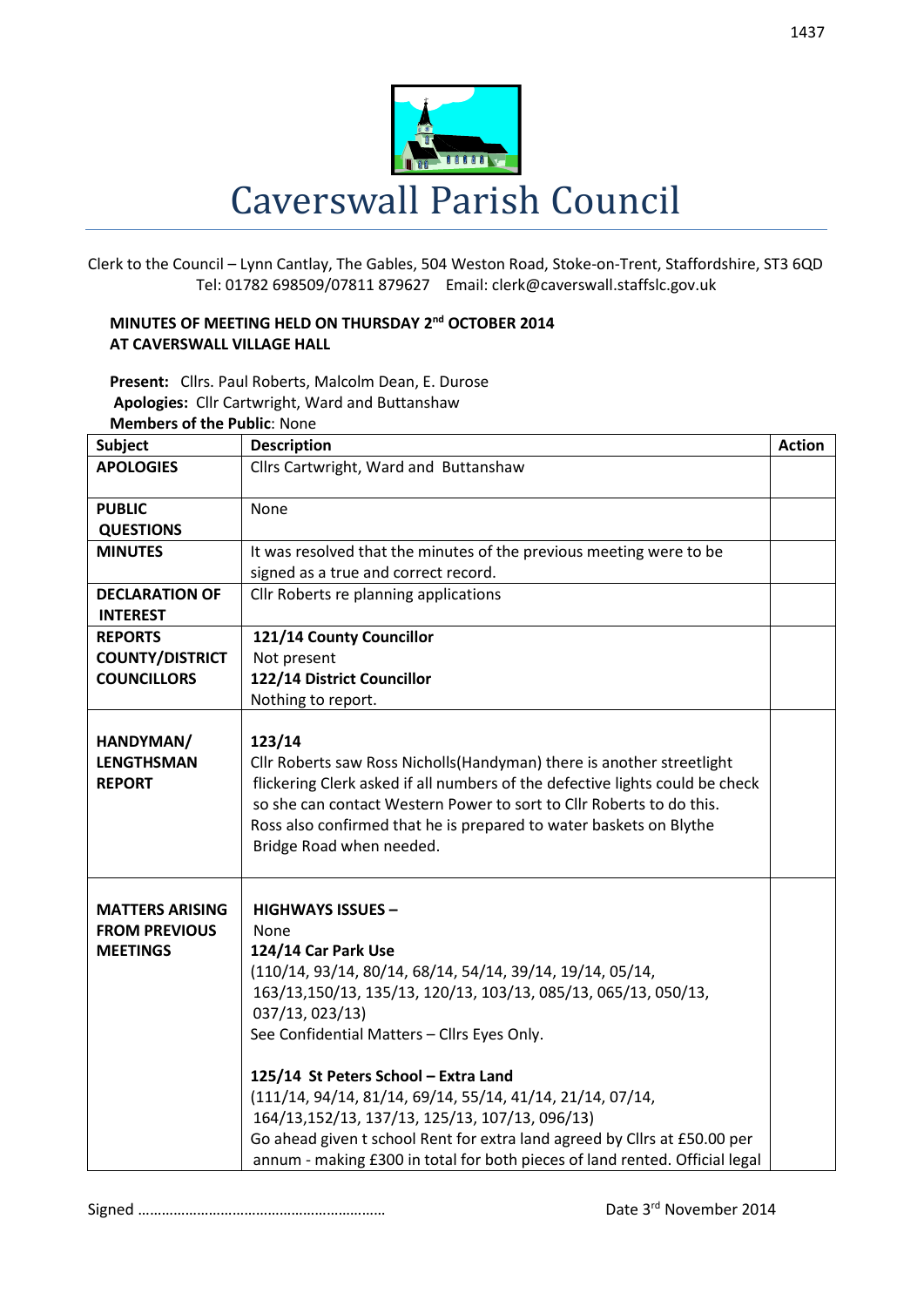# Caverswall Parish Council

Clerk to the Council – Lynn Cantlay, The Gables, 504 Weston Road, Stoke-on-Trent, Staffordshire, ST3 6QD
Tel: 01782 698509/07811 879627 Email: clerk@caverswall.staffslc.gov.uk

**MINUTES OF MEETING HELD ON THURSDAY 2nd OCTOBER 2014**
**AT CAVERSWALL VILLAGE HALL**

**Present:** Cllrs. Paul Roberts, Malcolm Dean, E. Durose
**Apologies:** Cllr Cartwright, Ward and Buttanshaw
**Members of the Public**: None

| Subject | Description | Action |
|---|---|---|
| **APOLOGIES** | Cllrs Cartwright, Ward and Buttanshaw | |
| **PUBLIC QUESTIONS** | None | |
| **MINUTES** | It was resolved that the minutes of the previous meeting were to be signed as a true and correct record. | |
| **DECLARATION OF INTEREST** | Cllr Roberts re planning applications | |
| **REPORTS COUNTY/DISTRICT COUNCILLORS** | **121/14 County Councillor**<br>Not present<br>**122/14 District Councillor**<br>Nothing to report. | |
| **HANDYMAN/ LENGTHSMAN REPORT** | **123/14**<br>Cllr Roberts saw Ross Nicholls(Handyman) there is another streetlight flickering Clerk asked if all numbers of the defective lights could be check so she can contact Western Power to sort to Cllr Roberts to do this.<br>Ross also confirmed that he is prepared to water baskets on Blythe Bridge Road when needed. | |
| **MATTERS ARISING FROM PREVIOUS MEETINGS** | **HIGHWAYS ISSUES –**<br>None<br>**124/14 Car Park Use**<br>(110/14, 93/14, 80/14, 68/14, 54/14, 39/14, 19/14, 05/14, 163/13,150/13, 135/13, 120/13, 103/13, 085/13, 065/13, 050/13, 037/13, 023/13)<br>See Confidential Matters – Cllrs Eyes Only.<br><br>**125/14 St Peters School – Extra Land**<br>(111/14, 94/14, 81/14, 69/14, 55/14, 41/14, 21/14, 07/14, 164/13,152/13, 137/13, 125/13, 107/13, 096/13)<br>Go ahead given t school Rent for extra land agreed by Cllrs at £50.00 per annum - making £300 in total for both pieces of land rented. Official legal | |

Signed ……………………………………………………… Date 3rd November 2014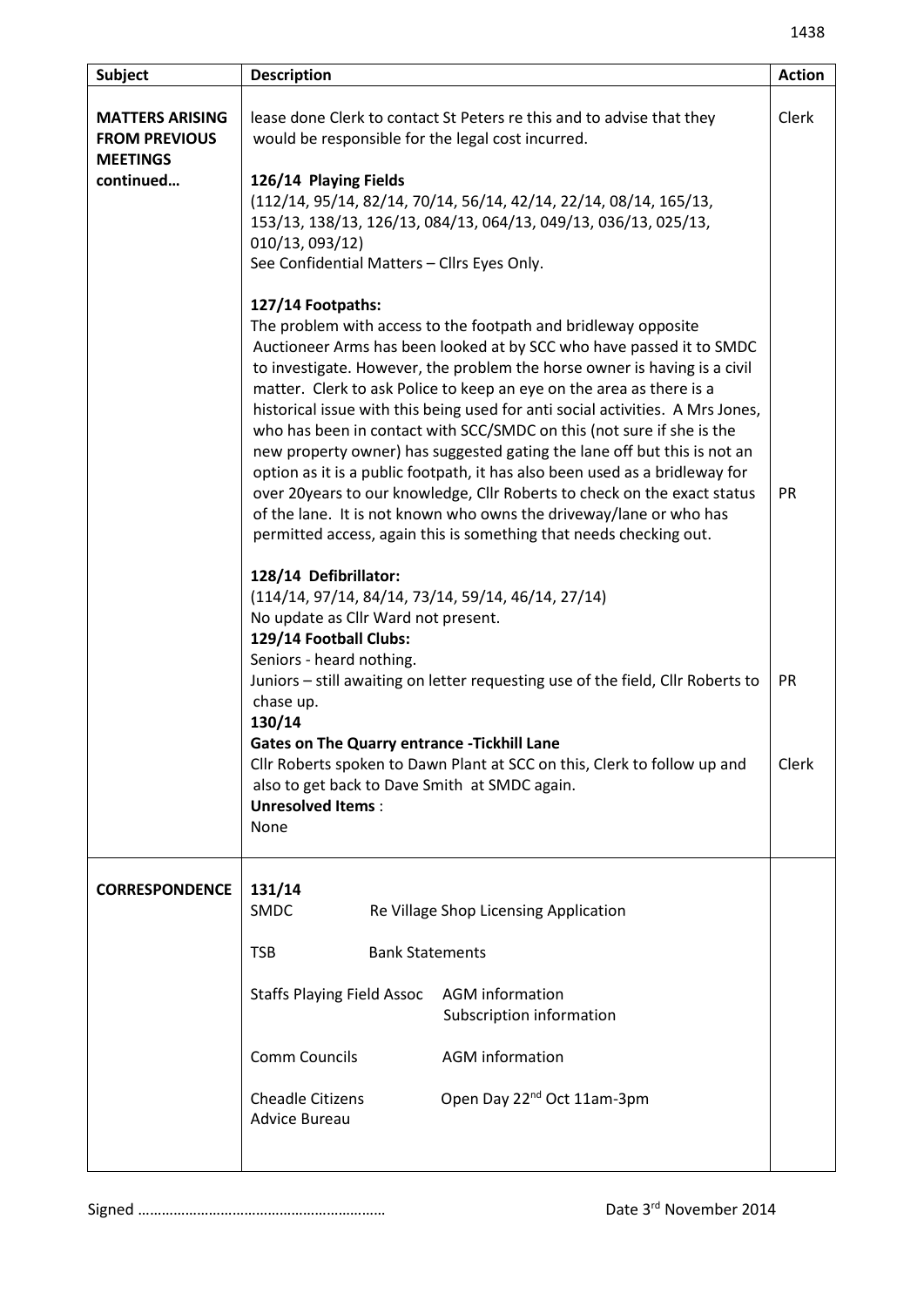| Subject | Description | Action |
|---|---|---|
| **MATTERS ARISING FROM PREVIOUS MEETINGS continued…** | lease done Clerk to contact St Peters re this and to advise that they would be responsible for the legal cost incurred. | Clerk |
| | **126/14 Playing Fields**<br>(112/14, 95/14, 82/14, 70/14, 56/14, 42/14, 22/14, 08/14, 165/13, 153/13, 138/13, 126/13, 084/13, 064/13, 049/13, 036/13, 025/13, 010/13, 093/12)<br>See Confidential Matters – Cllrs Eyes Only. | |
| | **127/14 Footpaths:**<br>The problem with access to the footpath and bridleway opposite Auctioneer Arms has been looked at by SCC who have passed it to SMDC to investigate. However, the problem the horse owner is having is a civil matter. Clerk to ask Police to keep an eye on the area as there is a historical issue with this being used for anti social activities. A Mrs Jones, who has been in contact with SCC/SMDC on this (not sure if she is the new property owner) has suggested gating the lane off but this is not an option as it is a public footpath, it has also been used as a bridleway for over 20years to our knowledge, Cllr Roberts to check on the exact status of the lane. It is not known who owns the driveway/lane or who has permitted access, again this is something that needs checking out. | PR |
| | **128/14 Defibrillator:**<br>(114/14, 97/14, 84/14, 73/14, 59/14, 46/14, 27/14)<br>No update as Cllr Ward not present. | |
| | **129/14 Football Clubs:**<br>Seniors - heard nothing.<br>Juniors – still awaiting on letter requesting use of the field, Cllr Roberts to chase up. | PR |
| | **130/14**<br>**Gates on The Quarry entrance -Tickhill Lane**<br>Cllr Roberts spoken to Dawn Plant at SCC on this, Clerk to follow up and also to get back to Dave Smith at SMDC again. | Clerk |
| | **Unresolved Items** :<br>None | |
| **CORRESPONDENCE** | **131/14**<br>SMDC – Re Village Shop Licensing Application<br><br>TSB – Bank Statements<br><br>Staffs Playing Field Assoc – AGM information; Subscription information<br><br>Comm Councils – AGM information<br><br>Cheadle Citizens Advice Bureau – Open Day 22nd Oct 11am-3pm | |

Signed ……………………………………………………… Date 3rd November 2014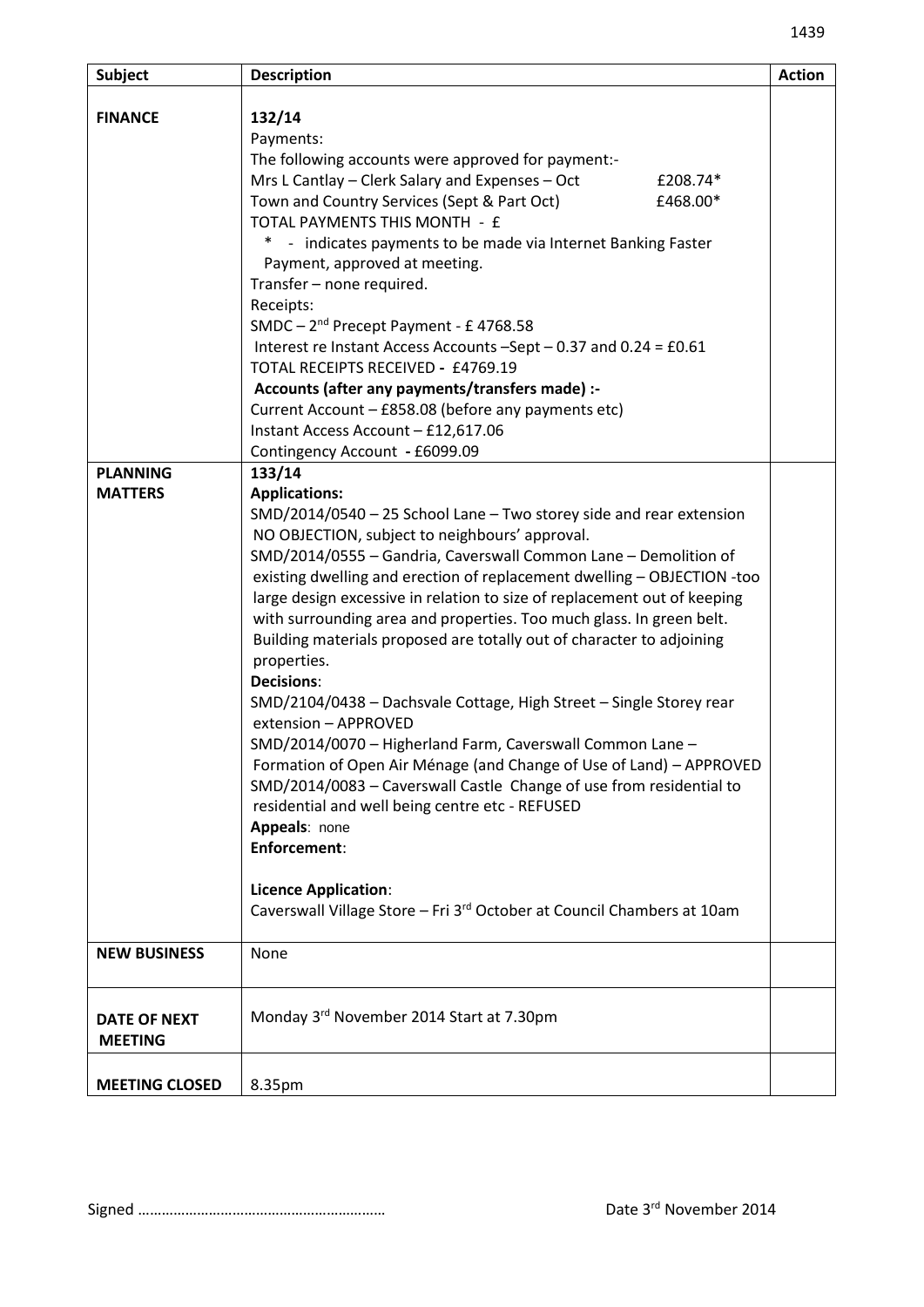| Subject | Description | Action |
|---|---|---|
| **FINANCE** | **132/14**<br>Payments:<br>The following accounts were approved for payment:-<br>Mrs L Cantlay – Clerk Salary and Expenses – Oct £208.74*<br>Town and Country Services (Sept & Part Oct) £468.00*<br>TOTAL PAYMENTS THIS MONTH - £<br>* - indicates payments to be made via Internet Banking Faster Payment, approved at meeting.<br>Transfer – none required.<br>Receipts:<br>SMDC – 2nd Precept Payment - £ 4768.58<br>Interest re Instant Access Accounts –Sept – 0.37 and 0.24 = £0.61<br>TOTAL RECEIPTS RECEIVED - £4769.19<br>**Accounts (after any payments/transfers made) :-**<br>Current Account – £858.08 (before any payments etc)<br>Instant Access Account – £12,617.06<br>Contingency Account - £6099.09 | |
| **PLANNING MATTERS** | **133/14**<br>**Applications:**<br>SMD/2014/0540 – 25 School Lane – Two storey side and rear extension NO OBJECTION, subject to neighbours' approval.<br>SMD/2014/0555 – Gandria, Caverswall Common Lane – Demolition of existing dwelling and erection of replacement dwelling – OBJECTION -too large design excessive in relation to size of replacement out of keeping with surrounding area and properties. Too much glass. In green belt. Building materials proposed are totally out of character to adjoining properties.<br>**Decisions**:<br>SMD/2104/0438 – Dachsvale Cottage, High Street – Single Storey rear extension – APPROVED<br>SMD/2014/0070 – Higherland Farm, Caverswall Common Lane – Formation of Open Air Ménage (and Change of Use of Land) – APPROVED<br>SMD/2014/0083 – Caverswall Castle Change of use from residential to residential and well being centre etc - REFUSED<br>**Appeals**: none<br>**Enforcement**:<br><br>**Licence Application**:<br>Caverswall Village Store – Fri 3rd October at Council Chambers at 10am | |
| **NEW BUSINESS** | None | |
| **DATE OF NEXT MEETING** | Monday 3rd November 2014 Start at 7.30pm | |
| **MEETING CLOSED** | 8.35pm | |

Signed ……………………………………………………

Date 3rd November 2014